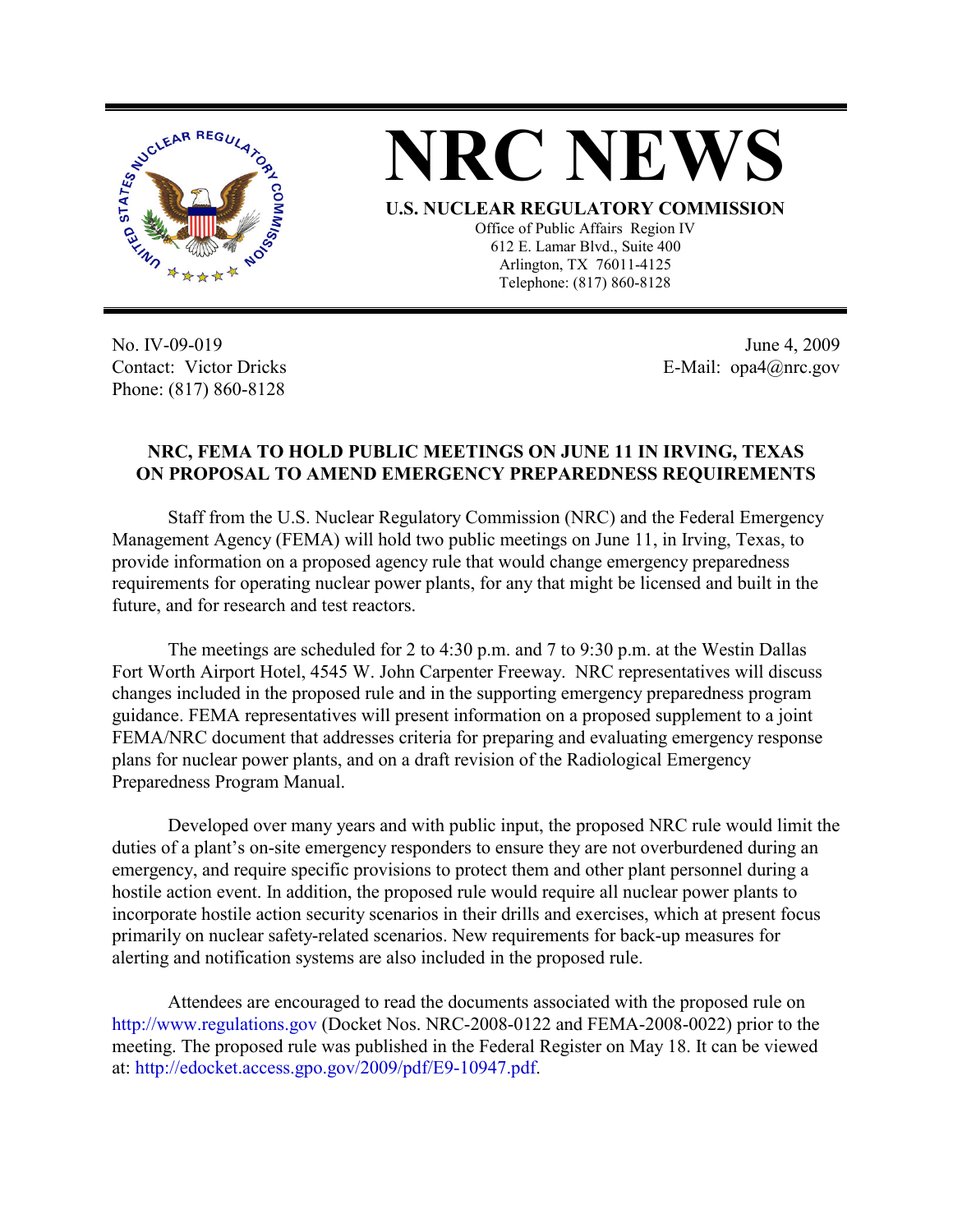# NRC NEWS

**U.S. NUCLEAR REGULATORY COMMISSION**

Office of Public Affairs Region IV
612 E. Lamar Blvd., Suite 400
Arlington, TX 76011-4125
Telephone: (817) 860-8128

No. IV-09-019
Contact: Victor Dricks
Phone: (817) 860-8128

June 4, 2009
E-Mail: opa4@nrc.gov

## NRC, FEMA TO HOLD PUBLIC MEETINGS ON JUNE 11 IN IRVING, TEXAS ON PROPOSAL TO AMEND EMERGENCY PREPAREDNESS REQUIREMENTS

Staff from the U.S. Nuclear Regulatory Commission (NRC) and the Federal Emergency Management Agency (FEMA) will hold two public meetings on June 11, in Irving, Texas, to provide information on a proposed agency rule that would change emergency preparedness requirements for operating nuclear power plants, for any that might be licensed and built in the future, and for research and test reactors.

The meetings are scheduled for 2 to 4:30 p.m. and 7 to 9:30 p.m. at the Westin Dallas Fort Worth Airport Hotel, 4545 W. John Carpenter Freeway. NRC representatives will discuss changes included in the proposed rule and in the supporting emergency preparedness program guidance. FEMA representatives will present information on a proposed supplement to a joint FEMA/NRC document that addresses criteria for preparing and evaluating emergency response plans for nuclear power plants, and on a draft revision of the Radiological Emergency Preparedness Program Manual.

Developed over many years and with public input, the proposed NRC rule would limit the duties of a plant's on-site emergency responders to ensure they are not overburdened during an emergency, and require specific provisions to protect them and other plant personnel during a hostile action event. In addition, the proposed rule would require all nuclear power plants to incorporate hostile action security scenarios in their drills and exercises, which at present focus primarily on nuclear safety-related scenarios. New requirements for back-up measures for alerting and notification systems are also included in the proposed rule.

Attendees are encouraged to read the documents associated with the proposed rule on http://www.regulations.gov (Docket Nos. NRC-2008-0122 and FEMA-2008-0022) prior to the meeting. The proposed rule was published in the Federal Register on May 18. It can be viewed at: http://edocket.access.gpo.gov/2009/pdf/E9-10947.pdf.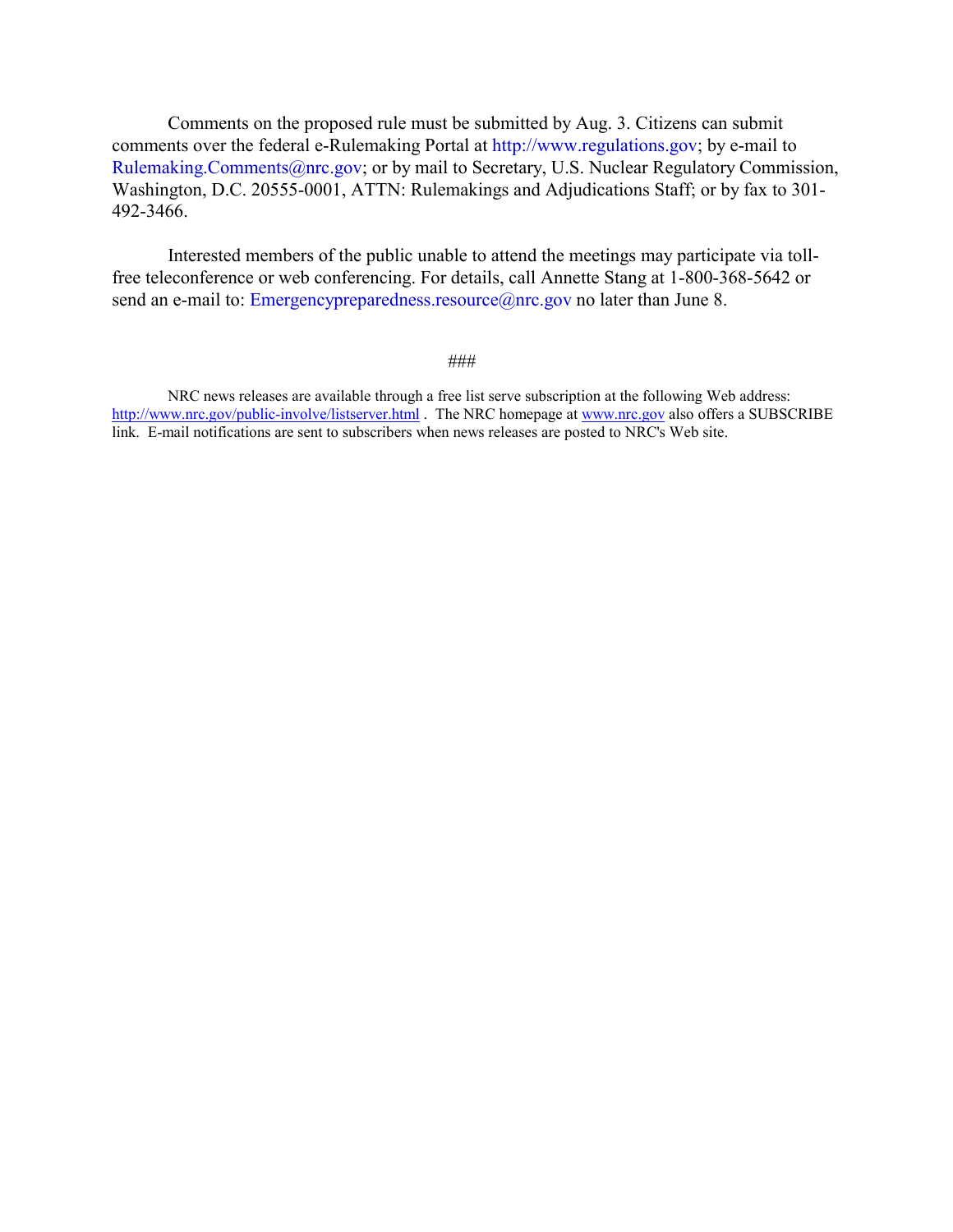Comments on the proposed rule must be submitted by Aug. 3. Citizens can submit comments over the federal e-Rulemaking Portal at http://www.regulations.gov; by e-mail to Rulemaking.Comments@nrc.gov; or by mail to Secretary, U.S. Nuclear Regulatory Commission, Washington, D.C. 20555-0001, ATTN: Rulemakings and Adjudications Staff; or by fax to 301-492-3466.

Interested members of the public unable to attend the meetings may participate via toll-free teleconference or web conferencing. For details, call Annette Stang at 1-800-368-5642 or send an e-mail to: Emergencypreparedness.resource@nrc.gov no later than June 8.

###

NRC news releases are available through a free list serve subscription at the following Web address: http://www.nrc.gov/public-involve/listserver.html . The NRC homepage at www.nrc.gov also offers a SUBSCRIBE link. E-mail notifications are sent to subscribers when news releases are posted to NRC's Web site.